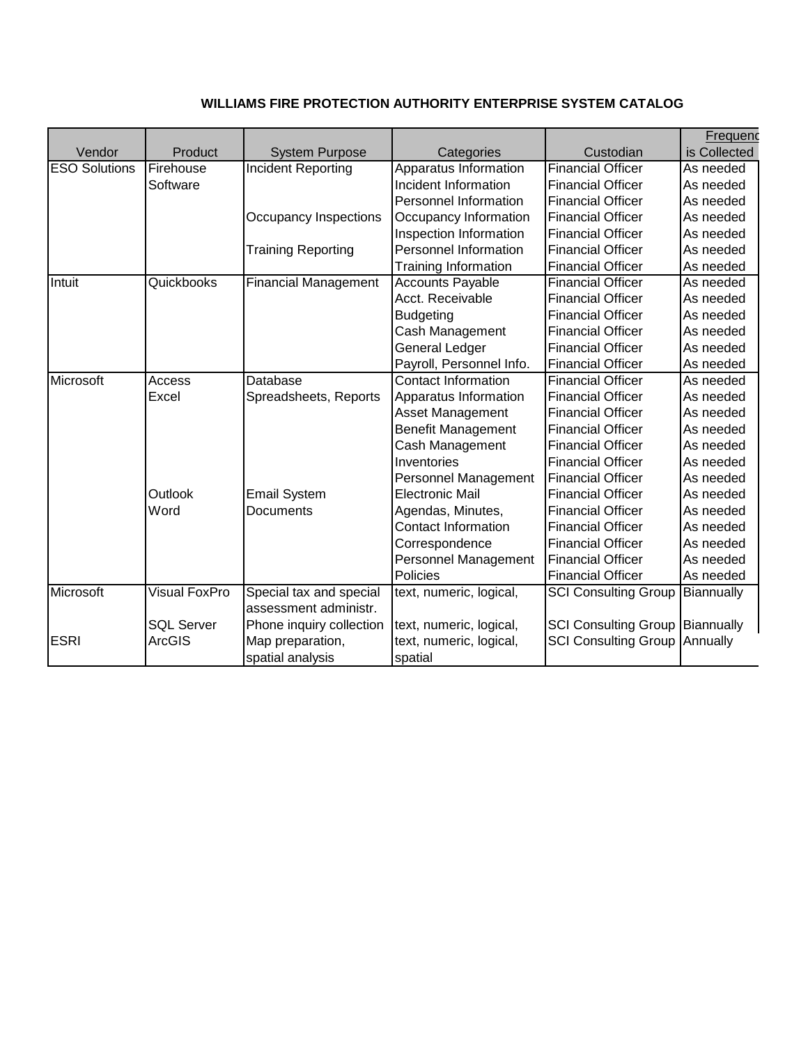**WILLIAMS FIRE PROTECTION AUTHORITY ENTERPRISE SYSTEM CATALOG**

| Vendor | Product | System Purpose | Categories | Custodian | Frequenc is Collected |
|---|---|---|---|---|---|
| ESO Solutions | Firehouse | Incident Reporting | Apparatus Information | Financial Officer | As needed |
| | Software | | Incident Information | Financial Officer | As needed |
| | | | Personnel Information | Financial Officer | As needed |
| | | Occupancy Inspections | Occupancy Information | Financial Officer | As needed |
| | | | Inspection Information | Financial Officer | As needed |
| | | Training Reporting | Personnel Information | Financial Officer | As needed |
| | | | Training Information | Financial Officer | As needed |
| Intuit | Quickbooks | Financial Management | Accounts Payable | Financial Officer | As needed |
| | | | Acct. Receivable | Financial Officer | As needed |
| | | | Budgeting | Financial Officer | As needed |
| | | | Cash Management | Financial Officer | As needed |
| | | | General Ledger | Financial Officer | As needed |
| | | | Payroll, Personnel Info. | Financial Officer | As needed |
| Microsoft | Access | Database | Contact Information | Financial Officer | As needed |
| | Excel | Spreadsheets, Reports | Apparatus Information | Financial Officer | As needed |
| | | | Asset Management | Financial Officer | As needed |
| | | | Benefit Management | Financial Officer | As needed |
| | | | Cash Management | Financial Officer | As needed |
| | | | Inventories | Financial Officer | As needed |
| | | | Personnel Management | Financial Officer | As needed |
| | Outlook | Email System | Electronic Mail | Financial Officer | As needed |
| | Word | Documents | Agendas, Minutes, | Financial Officer | As needed |
| | | | Contact Information | Financial Officer | As needed |
| | | | Correspondence | Financial Officer | As needed |
| | | | Personnel Management | Financial Officer | As needed |
| | | | Policies | Financial Officer | As needed |
| Microsoft | Visual FoxPro | Special tax and special assessment administr. | text, numeric, logical, | SCI Consulting Group | Biannually |
| | SQL Server | Phone inquiry collection | text, numeric, logical, | SCI Consulting Group | Biannually |
| ESRI | ArcGIS | Map preparation, spatial analysis | text, numeric, logical, spatial | SCI Consulting Group | Annually |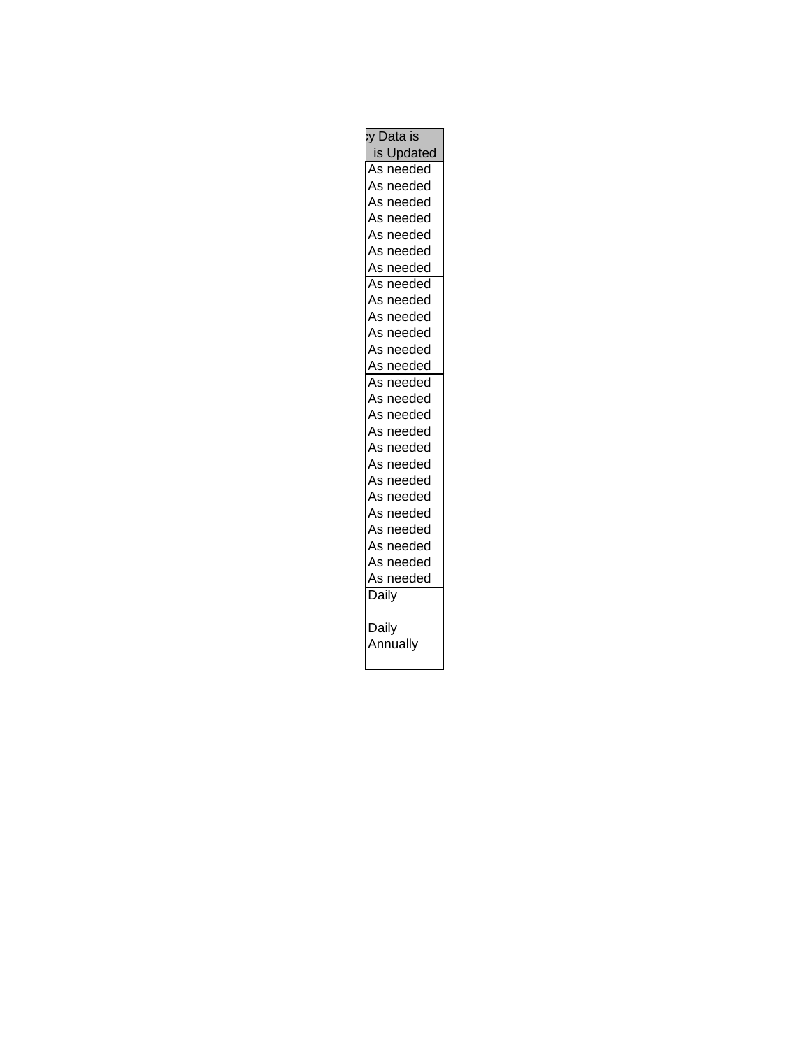| cy Data is is Updated |
|---|
| As needed |
| As needed |
| As needed |
| As needed |
| As needed |
| As needed |
| As needed |
| As needed |
| As needed |
| As needed |
| As needed |
| As needed |
| As needed |
| As needed |
| As needed |
| As needed |
| As needed |
| As needed |
| As needed |
| As needed |
| As needed |
| As needed |
| As needed |
| As needed |
| As needed |
| As needed |
| Daily |
| |
| Daily |
| Annually |